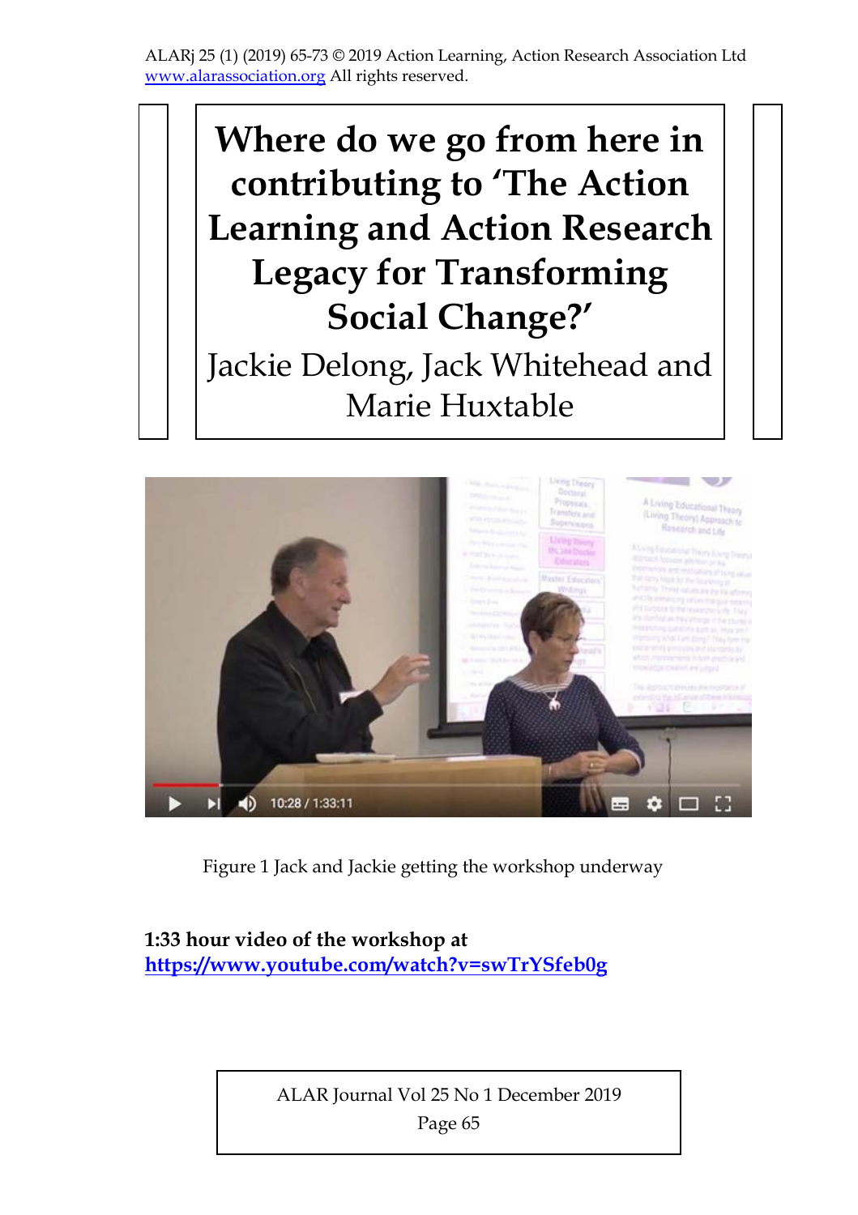ALARj 25 (1) (2019) 65-73 © 2019 Action Learning, Action Research Association Ltd www.alarassociation.org All rights reserved.

# Where do we go from here in contributing to 'The Action Learning and Action Research Legacy for Transforming Social Change?'

Jackie Delong, Jack Whitehead and Marie Huxtable

Figure 1 Jack and Jackie getting the workshop underway

**1:33 hour video of the workshop at [https://www.youtube.com/watch?v=swTrYSfeb0g](https://www.youtube.com/watch?v=swTrYSfeb0g)**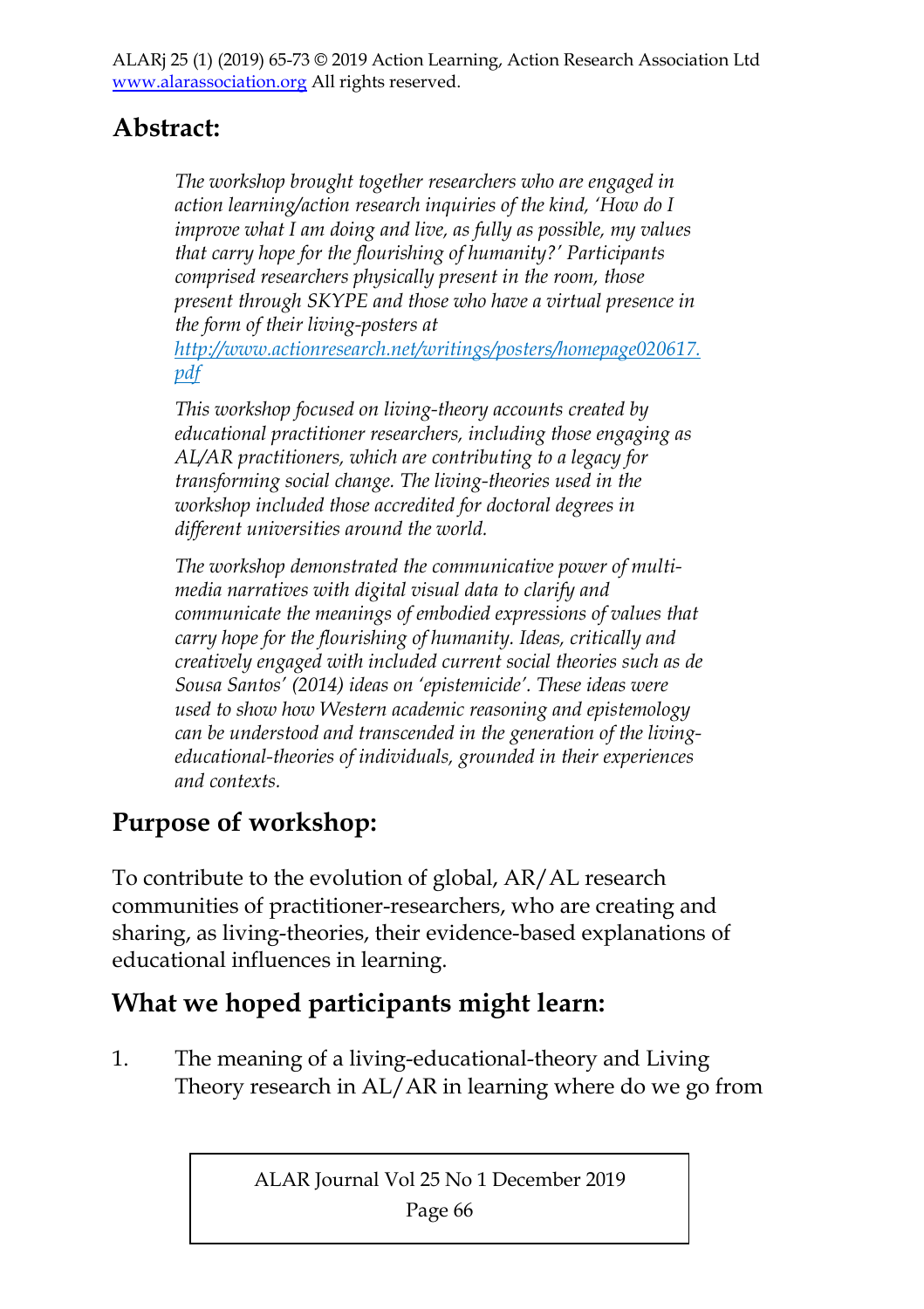## Abstract:

*The workshop brought together researchers who are engaged in action learning/action research inquiries of the kind, 'How do I improve what I am doing and live, as fully as possible, my values that carry hope for the flourishing of humanity?' Participants comprised researchers physically present in the room, those present through SKYPE and those who have a virtual presence in the form of their living-posters at [http://www.actionresearch.net/writings/posters/homepage020617.pdf](http://www.actionresearch.net/writings/posters/homepage020617.pdf)*

*This workshop focused on living-theory accounts created by educational practitioner researchers, including those engaging as AL/AR practitioners, which are contributing to a legacy for transforming social change. The living-theories used in the workshop included those accredited for doctoral degrees in different universities around the world.*

*The workshop demonstrated the communicative power of multi-media narratives with digital visual data to clarify and communicate the meanings of embodied expressions of values that carry hope for the flourishing of humanity. Ideas, critically and creatively engaged with included current social theories such as de Sousa Santos' (2014) ideas on 'epistemicide'. These ideas were used to show how Western academic reasoning and epistemology can be understood and transcended in the generation of the living-educational-theories of individuals, grounded in their experiences and contexts.*

## Purpose of workshop:

To contribute to the evolution of global, AR/AL research communities of practitioner-researchers, who are creating and sharing, as living-theories, their evidence-based explanations of educational influences in learning.

## What we hoped participants might learn:

1. The meaning of a living-educational-theory and Living Theory research in AL/AR in learning where do we go from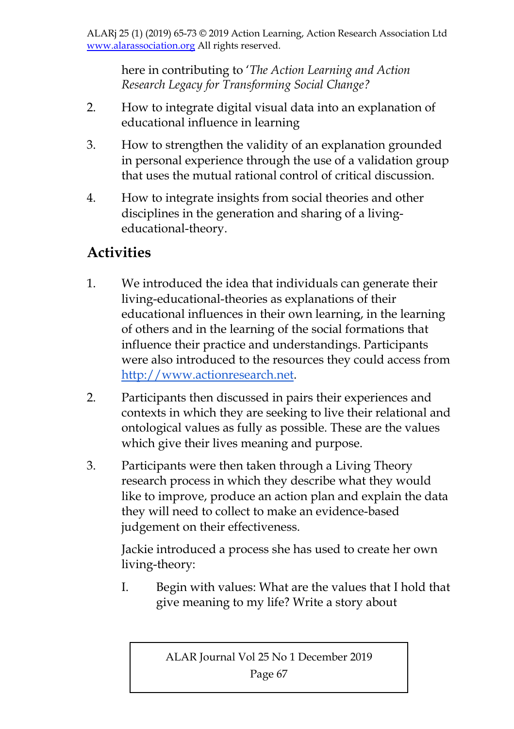here in contributing to '*The Action Learning and Action Research Legacy for Transforming Social Change?*

2. How to integrate digital visual data into an explanation of educational influence in learning
3. How to strengthen the validity of an explanation grounded in personal experience through the use of a validation group that uses the mutual rational control of critical discussion.
4. How to integrate insights from social theories and other disciplines in the generation and sharing of a living-educational-theory.

## Activities

1. We introduced the idea that individuals can generate their living-educational-theories as explanations of their educational influences in their own learning, in the learning of others and in the learning of the social formations that influence their practice and understandings. Participants were also introduced to the resources they could access from [http://www.actionresearch.net](http://www.actionresearch.net).
2. Participants then discussed in pairs their experiences and contexts in which they are seeking to live their relational and ontological values as fully as possible. These are the values which give their lives meaning and purpose.
3. Participants were then taken through a Living Theory research process in which they describe what they would like to improve, produce an action plan and explain the data they will need to collect to make an evidence-based judgement on their effectiveness.

   Jackie introduced a process she has used to create her own living-theory:

   I. Begin with values: What are the values that I hold that give meaning to my life? Write a story about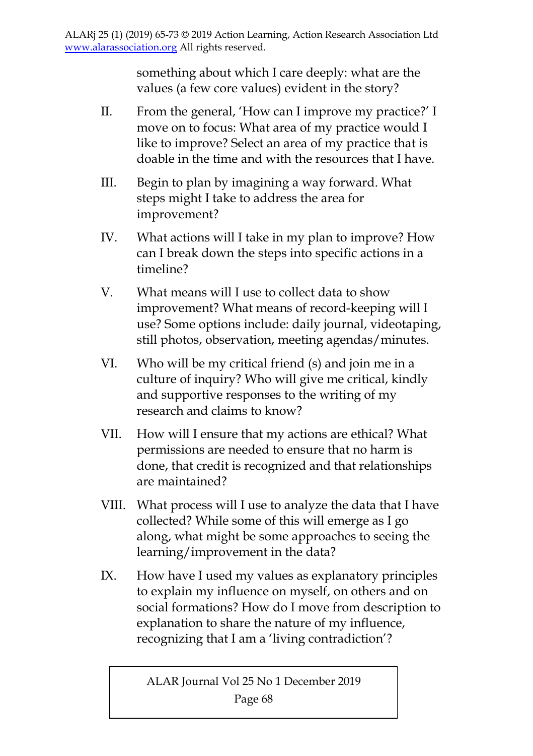something about which I care deeply: what are the values (a few core values) evident in the story?

II. From the general, 'How can I improve my practice?' I move on to focus: What area of my practice would I like to improve? Select an area of my practice that is doable in the time and with the resources that I have.

III. Begin to plan by imagining a way forward. What steps might I take to address the area for improvement?

IV. What actions will I take in my plan to improve? How can I break down the steps into specific actions in a timeline?

V. What means will I use to collect data to show improvement? What means of record-keeping will I use? Some options include: daily journal, videotaping, still photos, observation, meeting agendas/minutes.

VI. Who will be my critical friend (s) and join me in a culture of inquiry? Who will give me critical, kindly and supportive responses to the writing of my research and claims to know?

VII. How will I ensure that my actions are ethical? What permissions are needed to ensure that no harm is done, that credit is recognized and that relationships are maintained?

VIII. What process will I use to analyze the data that I have collected? While some of this will emerge as I go along, what might be some approaches to seeing the learning/improvement in the data?

IX. How have I used my values as explanatory principles to explain my influence on myself, on others and on social formations? How do I move from description to explanation to share the nature of my influence, recognizing that I am a 'living contradiction'?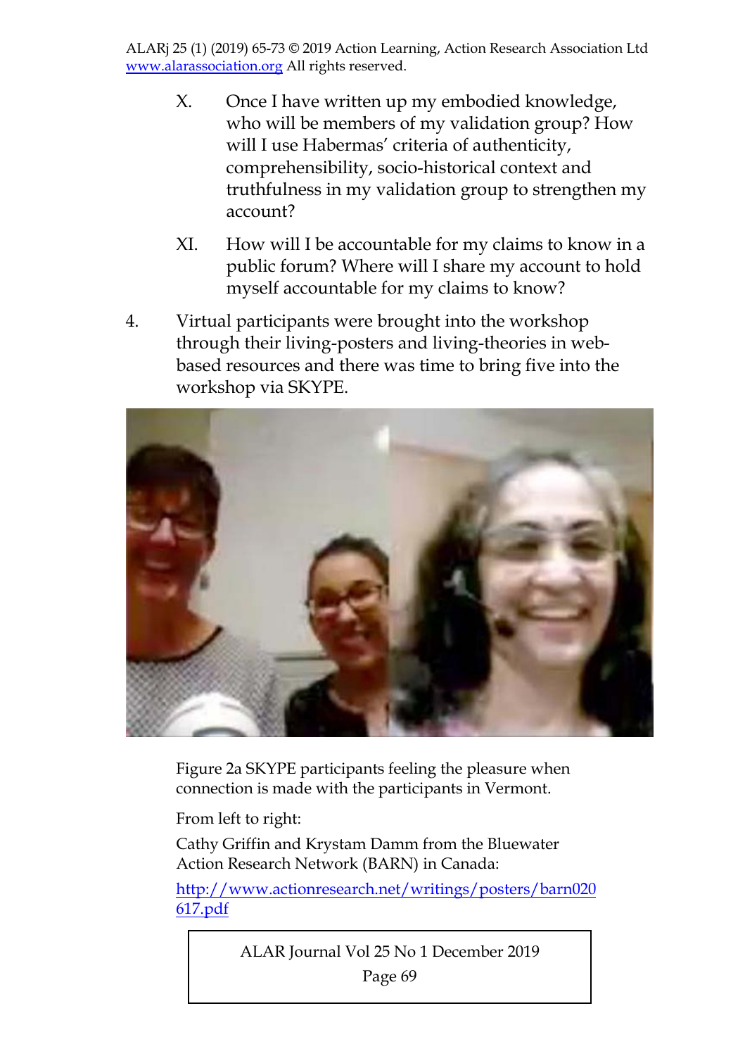X. Once I have written up my embodied knowledge, who will be members of my validation group? How will I use Habermas' criteria of authenticity, comprehensibility, socio-historical context and truthfulness in my validation group to strengthen my account?

XI. How will I be accountable for my claims to know in a public forum? Where will I share my account to hold myself accountable for my claims to know?

4. Virtual participants were brought into the workshop through their living-posters and living-theories in web-based resources and there was time to bring five into the workshop via SKYPE.

Figure 2a SKYPE participants feeling the pleasure when connection is made with the participants in Vermont.

From left to right:

Cathy Griffin and Krystam Damm from the Bluewater Action Research Network (BARN) in Canada:

[http://www.actionresearch.net/writings/posters/barn020617.pdf](http://www.actionresearch.net/writings/posters/barn020617.pdf)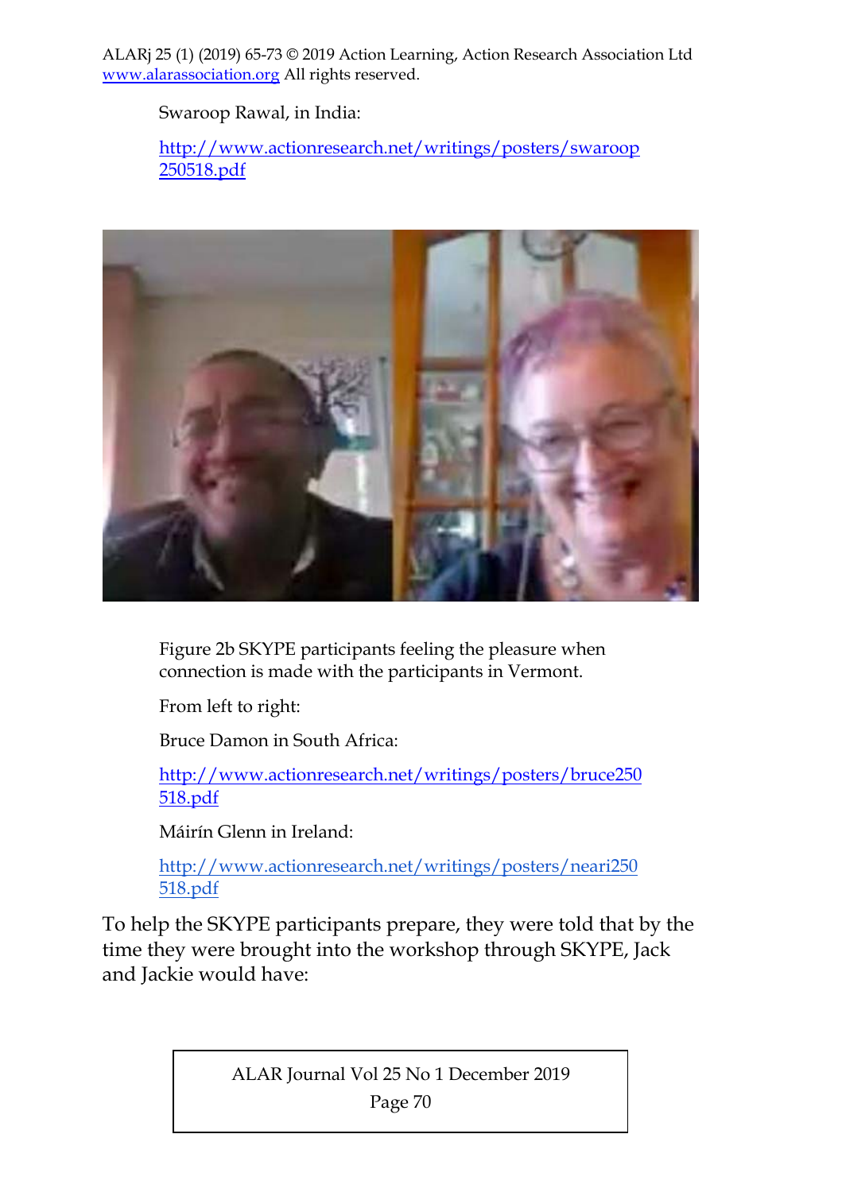Swaroop Rawal, in India:

[http://www.actionresearch.net/writings/posters/swaroop250518.pdf](http://www.actionresearch.net/writings/posters/swaroop250518.pdf)

Figure 2b SKYPE participants feeling the pleasure when connection is made with the participants in Vermont.

From left to right:

Bruce Damon in South Africa:

[http://www.actionresearch.net/writings/posters/bruce250518.pdf](http://www.actionresearch.net/writings/posters/bruce250518.pdf)

Máirín Glenn in Ireland:

[http://www.actionresearch.net/writings/posters/neari250518.pdf](http://www.actionresearch.net/writings/posters/neari250518.pdf)

To help the SKYPE participants prepare, they were told that by the time they were brought into the workshop through SKYPE, Jack and Jackie would have: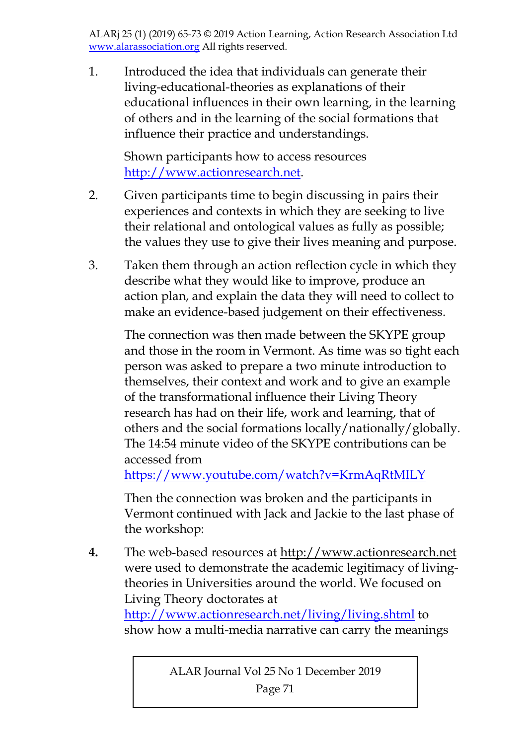1. Introduced the idea that individuals can generate their living-educational-theories as explanations of their educational influences in their own learning, in the learning of others and in the learning of the social formations that influence their practice and understandings.

   Shown participants how to access resources http://www.actionresearch.net.

2. Given participants time to begin discussing in pairs their experiences and contexts in which they are seeking to live their relational and ontological values as fully as possible; the values they use to give their lives meaning and purpose.

3. Taken them through an action reflection cycle in which they describe what they would like to improve, produce an action plan, and explain the data they will need to collect to make an evidence-based judgement on their effectiveness.

   The connection was then made between the SKYPE group and those in the room in Vermont. As time was so tight each person was asked to prepare a two minute introduction to themselves, their context and work and to give an example of the transformational influence their Living Theory research has had on their life, work and learning, that of others and the social formations locally/nationally/globally. The 14:54 minute video of the SKYPE contributions can be accessed from https://www.youtube.com/watch?v=KrmAqRtMILY

   Then the connection was broken and the participants in Vermont continued with Jack and Jackie to the last phase of the workshop:

4. The web-based resources at http://www.actionresearch.net were used to demonstrate the academic legitimacy of living-theories in Universities around the world. We focused on Living Theory doctorates at http://www.actionresearch.net/living/living.shtml to show how a multi-media narrative can carry the meanings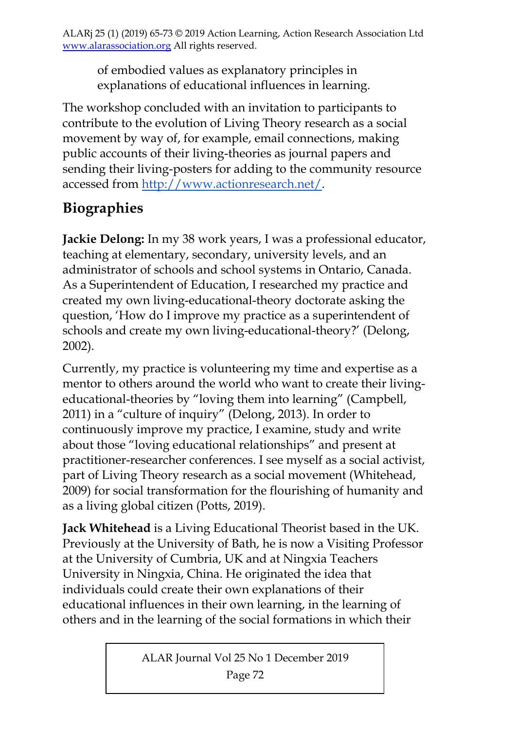of embodied values as explanatory principles in explanations of educational influences in learning.

The workshop concluded with an invitation to participants to contribute to the evolution of Living Theory research as a social movement by way of, for example, email connections, making public accounts of their living-theories as journal papers and sending their living-posters for adding to the community resource accessed from http://www.actionresearch.net/.

## Biographies

**Jackie Delong:** In my 38 work years, I was a professional educator, teaching at elementary, secondary, university levels, and an administrator of schools and school systems in Ontario, Canada. As a Superintendent of Education, I researched my practice and created my own living-educational-theory doctorate asking the question, 'How do I improve my practice as a superintendent of schools and create my own living-educational-theory?' (Delong, 2002).

Currently, my practice is volunteering my time and expertise as a mentor to others around the world who want to create their living-educational-theories by "loving them into learning" (Campbell, 2011) in a "culture of inquiry" (Delong, 2013). In order to continuously improve my practice, I examine, study and write about those "loving educational relationships" and present at practitioner-researcher conferences. I see myself as a social activist, part of Living Theory research as a social movement (Whitehead, 2009) for social transformation for the flourishing of humanity and as a living global citizen (Potts, 2019).

**Jack Whitehead** is a Living Educational Theorist based in the UK. Previously at the University of Bath, he is now a Visiting Professor at the University of Cumbria, UK and at Ningxia Teachers University in Ningxia, China. He originated the idea that individuals could create their own explanations of their educational influences in their own learning, in the learning of others and in the learning of the social formations in which their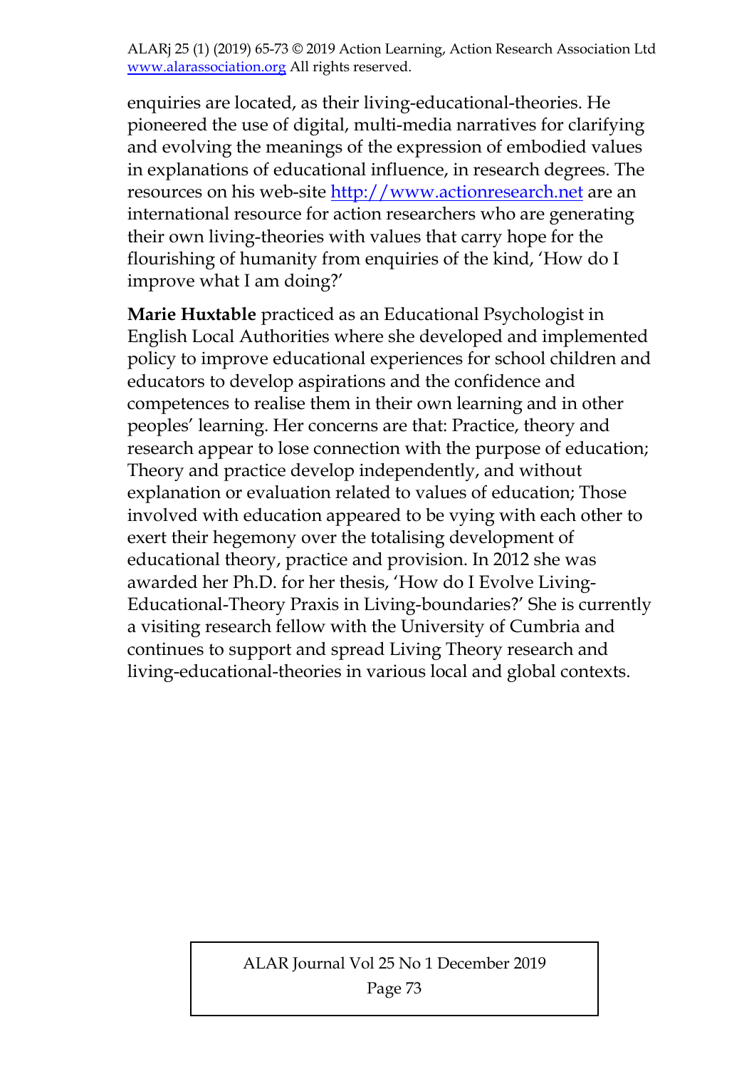enquiries are located, as their living-educational-theories. He pioneered the use of digital, multi-media narratives for clarifying and evolving the meanings of the expression of embodied values in explanations of educational influence, in research degrees. The resources on his web-site http://www.actionresearch.net are an international resource for action researchers who are generating their own living-theories with values that carry hope for the flourishing of humanity from enquiries of the kind, 'How do I improve what I am doing?'

**Marie Huxtable** practiced as an Educational Psychologist in English Local Authorities where she developed and implemented policy to improve educational experiences for school children and educators to develop aspirations and the confidence and competences to realise them in their own learning and in other peoples' learning. Her concerns are that: Practice, theory and research appear to lose connection with the purpose of education; Theory and practice develop independently, and without explanation or evaluation related to values of education; Those involved with education appeared to be vying with each other to exert their hegemony over the totalising development of educational theory, practice and provision. In 2012 she was awarded her Ph.D. for her thesis, 'How do I Evolve Living-Educational-Theory Praxis in Living-boundaries?' She is currently a visiting research fellow with the University of Cumbria and continues to support and spread Living Theory research and living-educational-theories in various local and global contexts.